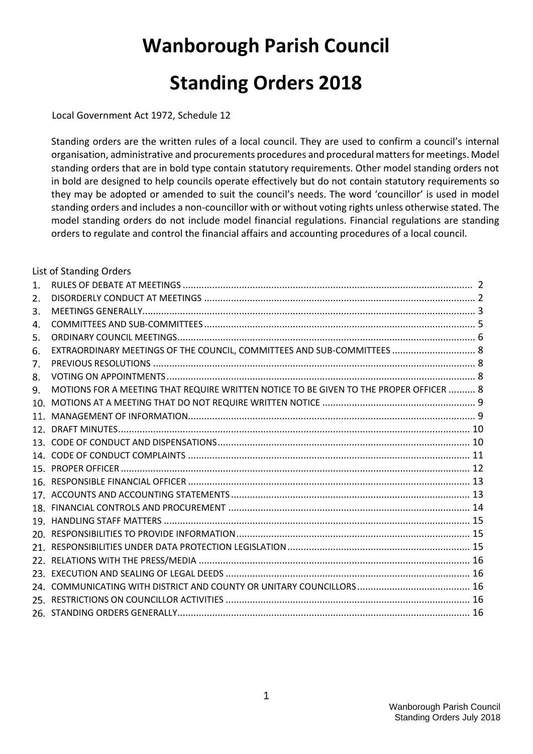# Wanborough Parish Council

# Standing Orders 2018

Local Government Act 1972, Schedule 12

Standing orders are the written rules of a local council. They are used to confirm a council's internal organisation, administrative and procurements procedures and procedural matters for meetings. Model standing orders that are in bold type contain statutory requirements. Other model standing orders not in bold are designed to help councils operate effectively but do not contain statutory requirements so they may be adopted or amended to suit the council's needs. The word 'councillor' is used in model standing orders and includes a non-councillor with or without voting rights unless otherwise stated. The model standing orders do not include model financial regulations. Financial regulations are standing orders to regulate and control the financial affairs and accounting procedures of a local council.

List of Standing Orders

1. RULES OF DEBATE AT MEETINGS ........ 2
2. DISORDERLY CONDUCT AT MEETINGS ........ 2
3. MEETINGS GENERALLY ........ 3
4. COMMITTEES AND SUB-COMMITTEES ........ 5
5. ORDINARY COUNCIL MEETINGS ........ 6
6. EXTRAORDINARY MEETINGS OF THE COUNCIL, COMMITTEES AND SUB-COMMITTEES ........ 8
7. PREVIOUS RESOLUTIONS ........ 8
8. VOTING ON APPOINTMENTS ........ 8
9. MOTIONS FOR A MEETING THAT REQUIRE WRITTEN NOTICE TO BE GIVEN TO THE PROPER OFFICER ........ 8
10. MOTIONS AT A MEETING THAT DO NOT REQUIRE WRITTEN NOTICE ........ 9
11. MANAGEMENT OF INFORMATION ........ 9
12. DRAFT MINUTES ........ 10
13. CODE OF CONDUCT AND DISPENSATIONS ........ 10
14. CODE OF CONDUCT COMPLAINTS ........ 11
15. PROPER OFFICER ........ 12
16. RESPONSIBLE FINANCIAL OFFICER ........ 13
17. ACCOUNTS AND ACCOUNTING STATEMENTS ........ 13
18. FINANCIAL CONTROLS AND PROCUREMENT ........ 14
19. HANDLING STAFF MATTERS ........ 15
20. RESPONSIBILITIES TO PROVIDE INFORMATION ........ 15
21. RESPONSIBILITIES UNDER DATA PROTECTION LEGISLATION ........ 15
22. RELATIONS WITH THE PRESS/MEDIA ........ 16
23. EXECUTION AND SEALING OF LEGAL DEEDS ........ 16
24. COMMUNICATING WITH DISTRICT AND COUNTY OR UNITARY COUNCILLORS ........ 16
25. RESTRICTIONS ON COUNCILLOR ACTIVITIES ........ 16
26. STANDING ORDERS GENERALLY ........ 16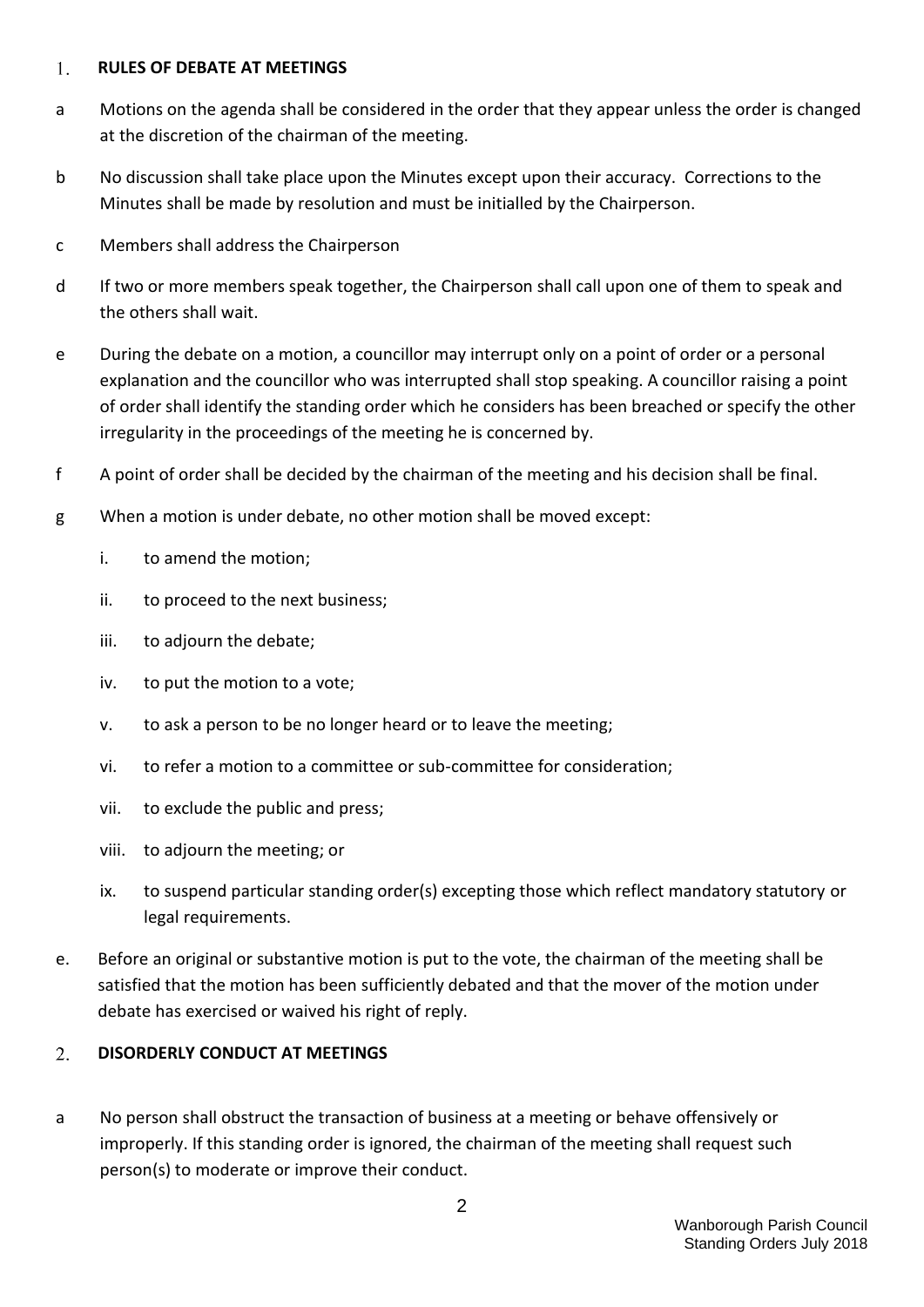## 1. RULES OF DEBATE AT MEETINGS

a Motions on the agenda shall be considered in the order that they appear unless the order is changed at the discretion of the chairman of the meeting.

b No discussion shall take place upon the Minutes except upon their accuracy. Corrections to the Minutes shall be made by resolution and must be initialled by the Chairperson.

c Members shall address the Chairperson

d If two or more members speak together, the Chairperson shall call upon one of them to speak and the others shall wait.

e During the debate on a motion, a councillor may interrupt only on a point of order or a personal explanation and the councillor who was interrupted shall stop speaking. A councillor raising a point of order shall identify the standing order which he considers has been breached or specify the other irregularity in the proceedings of the meeting he is concerned by.

f A point of order shall be decided by the chairman of the meeting and his decision shall be final.

g When a motion is under debate, no other motion shall be moved except:

- i. to amend the motion;
- ii. to proceed to the next business;
- iii. to adjourn the debate;
- iv. to put the motion to a vote;
- v. to ask a person to be no longer heard or to leave the meeting;
- vi. to refer a motion to a committee or sub-committee for consideration;
- vii. to exclude the public and press;
- viii. to adjourn the meeting; or
- ix. to suspend particular standing order(s) excepting those which reflect mandatory statutory or legal requirements.

e. Before an original or substantive motion is put to the vote, the chairman of the meeting shall be satisfied that the motion has been sufficiently debated and that the mover of the motion under debate has exercised or waived his right of reply.

## 2. DISORDERLY CONDUCT AT MEETINGS

a No person shall obstruct the transaction of business at a meeting or behave offensively or improperly. If this standing order is ignored, the chairman of the meeting shall request such person(s) to moderate or improve their conduct.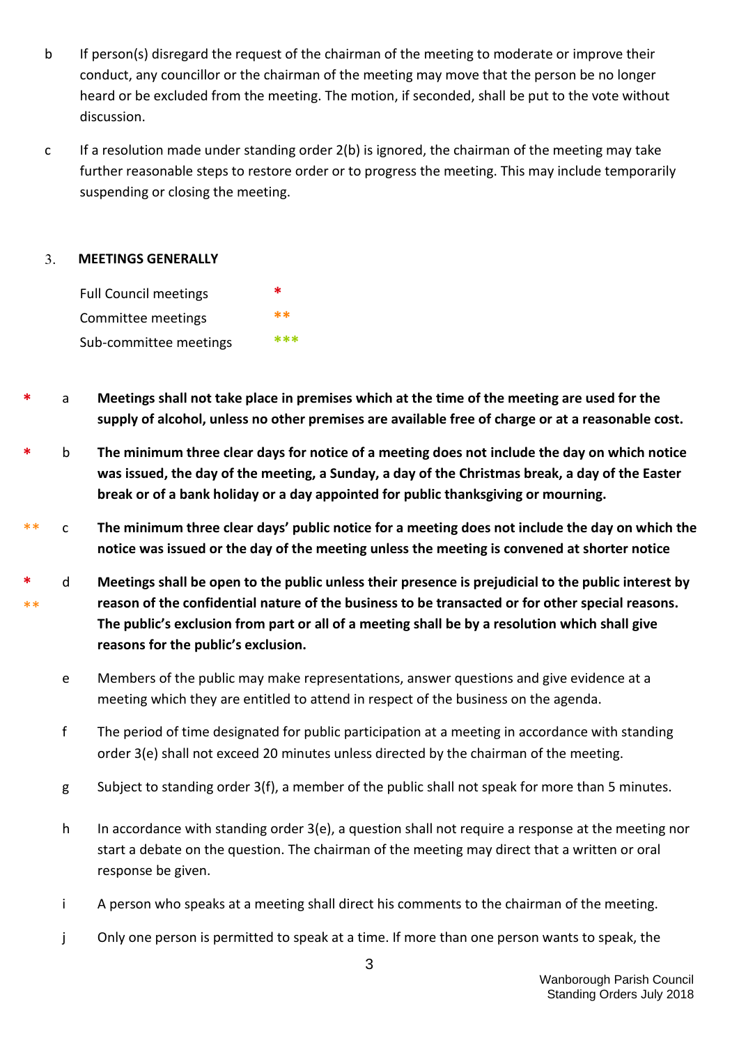b If person(s) disregard the request of the chairman of the meeting to moderate or improve their conduct, any councillor or the chairman of the meeting may move that the person be no longer heard or be excluded from the meeting. The motion, if seconded, shall be put to the vote without discussion.

c If a resolution made under standing order 2(b) is ignored, the chairman of the meeting may take further reasonable steps to restore order or to progress the meeting. This may include temporarily suspending or closing the meeting.

## 3. MEETINGS GENERALLY

| | |
|---|---|
| Full Council meetings | * |
| Committee meetings | ** |
| Sub-committee meetings | *** |

\* a **Meetings shall not take place in premises which at the time of the meeting are used for the supply of alcohol, unless no other premises are available free of charge or at a reasonable cost.**

\* b **The minimum three clear days for notice of a meeting does not include the day on which notice was issued, the day of the meeting, a Sunday, a day of the Christmas break, a day of the Easter break or of a bank holiday or a day appointed for public thanksgiving or mourning.**

\** c **The minimum three clear days' public notice for a meeting does not include the day on which the notice was issued or the day of the meeting unless the meeting is convened at shorter notice**

\* ** d **Meetings shall be open to the public unless their presence is prejudicial to the public interest by reason of the confidential nature of the business to be transacted or for other special reasons. The public's exclusion from part or all of a meeting shall be by a resolution which shall give reasons for the public's exclusion.**

e Members of the public may make representations, answer questions and give evidence at a meeting which they are entitled to attend in respect of the business on the agenda.

f The period of time designated for public participation at a meeting in accordance with standing order 3(e) shall not exceed 20 minutes unless directed by the chairman of the meeting.

g Subject to standing order 3(f), a member of the public shall not speak for more than 5 minutes.

h In accordance with standing order 3(e), a question shall not require a response at the meeting nor start a debate on the question. The chairman of the meeting may direct that a written or oral response be given.

i A person who speaks at a meeting shall direct his comments to the chairman of the meeting.

j Only one person is permitted to speak at a time. If more than one person wants to speak, the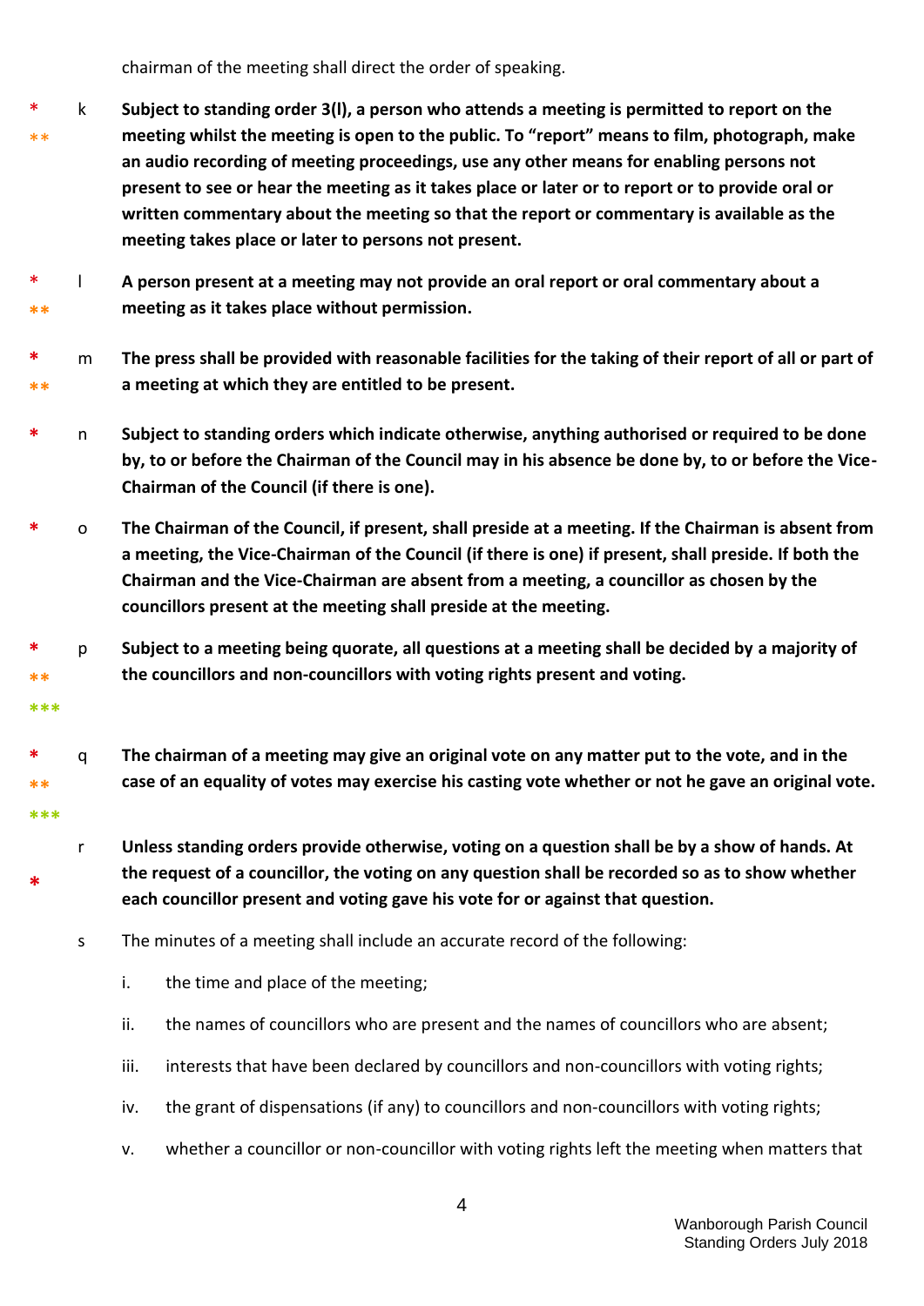chairman of the meeting shall direct the order of speaking.

* ** k **Subject to standing order 3(l), a person who attends a meeting is permitted to report on the meeting whilst the meeting is open to the public. To "report" means to film, photograph, make an audio recording of meeting proceedings, use any other means for enabling persons not present to see or hear the meeting as it takes place or later or to report or to provide oral or written commentary about the meeting so that the report or commentary is available as the meeting takes place or later to persons not present.**

* ** l **A person present at a meeting may not provide an oral report or oral commentary about a meeting as it takes place without permission.**

* ** m **The press shall be provided with reasonable facilities for the taking of their report of all or part of a meeting at which they are entitled to be present.**

* n **Subject to standing orders which indicate otherwise, anything authorised or required to be done by, to or before the Chairman of the Council may in his absence be done by, to or before the Vice-Chairman of the Council (if there is one).**

* o **The Chairman of the Council, if present, shall preside at a meeting. If the Chairman is absent from a meeting, the Vice-Chairman of the Council (if there is one) if present, shall preside. If both the Chairman and the Vice-Chairman are absent from a meeting, a councillor as chosen by the councillors present at the meeting shall preside at the meeting.**

* ** *** p **Subject to a meeting being quorate, all questions at a meeting shall be decided by a majority of the councillors and non-councillors with voting rights present and voting.**

* ** *** q **The chairman of a meeting may give an original vote on any matter put to the vote, and in the case of an equality of votes may exercise his casting vote whether or not he gave an original vote.**

* r **Unless standing orders provide otherwise, voting on a question shall be by a show of hands. At the request of a councillor, the voting on any question shall be recorded so as to show whether each councillor present and voting gave his vote for or against that question.**

s The minutes of a meeting shall include an accurate record of the following:

i. the time and place of the meeting;

ii. the names of councillors who are present and the names of councillors who are absent;

iii. interests that have been declared by councillors and non-councillors with voting rights;

iv. the grant of dispensations (if any) to councillors and non-councillors with voting rights;

v. whether a councillor or non-councillor with voting rights left the meeting when matters that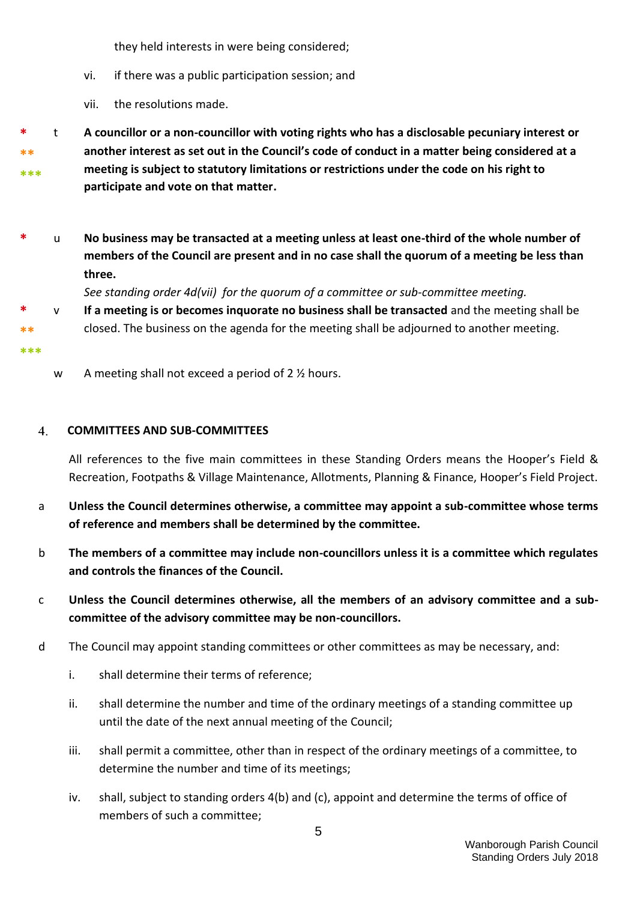they held interests in were being considered;

vi. if there was a public participation session; and

vii. the resolutions made.

\* \*\* \*\*\* t **A councillor or a non-councillor with voting rights who has a disclosable pecuniary interest or another interest as set out in the Council's code of conduct in a matter being considered at a meeting is subject to statutory limitations or restrictions under the code on his right to participate and vote on that matter.**

\* u **No business may be transacted at a meeting unless at least one-third of the whole number of members of the Council are present and in no case shall the quorum of a meeting be less than three.**

*See standing order 4d(vii) for the quorum of a committee or sub-committee meeting.*

\* \*\* \*\*\* v **If a meeting is or becomes inquorate no business shall be transacted** and the meeting shall be closed. The business on the agenda for the meeting shall be adjourned to another meeting.

w A meeting shall not exceed a period of 2 ½ hours.

## 4. COMMITTEES AND SUB-COMMITTEES

All references to the five main committees in these Standing Orders means the Hooper's Field & Recreation, Footpaths & Village Maintenance, Allotments, Planning & Finance, Hooper's Field Project.

a **Unless the Council determines otherwise, a committee may appoint a sub-committee whose terms of reference and members shall be determined by the committee.**

b **The members of a committee may include non-councillors unless it is a committee which regulates and controls the finances of the Council.**

c **Unless the Council determines otherwise, all the members of an advisory committee and a sub-committee of the advisory committee may be non-councillors.**

d The Council may appoint standing committees or other committees as may be necessary, and:

i. shall determine their terms of reference;

ii. shall determine the number and time of the ordinary meetings of a standing committee up until the date of the next annual meeting of the Council;

iii. shall permit a committee, other than in respect of the ordinary meetings of a committee, to determine the number and time of its meetings;

iv. shall, subject to standing orders 4(b) and (c), appoint and determine the terms of office of members of such a committee;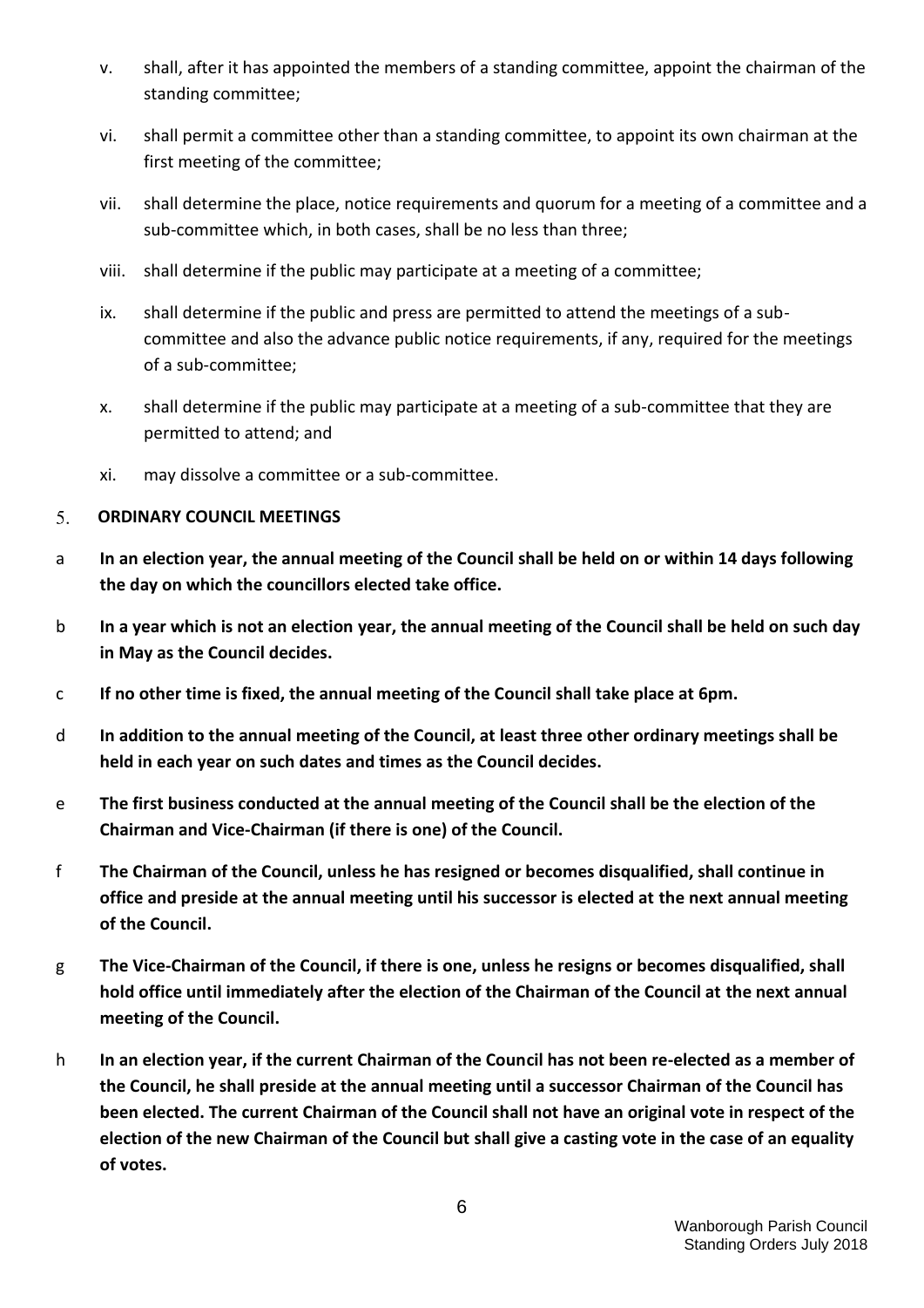v. shall, after it has appointed the members of a standing committee, appoint the chairman of the standing committee;

vi. shall permit a committee other than a standing committee, to appoint its own chairman at the first meeting of the committee;

vii. shall determine the place, notice requirements and quorum for a meeting of a committee and a sub-committee which, in both cases, shall be no less than three;

viii. shall determine if the public may participate at a meeting of a committee;

ix. shall determine if the public and press are permitted to attend the meetings of a sub-committee and also the advance public notice requirements, if any, required for the meetings of a sub-committee;

x. shall determine if the public may participate at a meeting of a sub-committee that they are permitted to attend; and

xi. may dissolve a committee or a sub-committee.

## 5. ORDINARY COUNCIL MEETINGS

a **In an election year, the annual meeting of the Council shall be held on or within 14 days following the day on which the councillors elected take office.**

b **In a year which is not an election year, the annual meeting of the Council shall be held on such day in May as the Council decides.**

c **If no other time is fixed, the annual meeting of the Council shall take place at 6pm.**

d **In addition to the annual meeting of the Council, at least three other ordinary meetings shall be held in each year on such dates and times as the Council decides.**

e **The first business conducted at the annual meeting of the Council shall be the election of the Chairman and Vice-Chairman (if there is one) of the Council.**

f **The Chairman of the Council, unless he has resigned or becomes disqualified, shall continue in office and preside at the annual meeting until his successor is elected at the next annual meeting of the Council.**

g **The Vice-Chairman of the Council, if there is one, unless he resigns or becomes disqualified, shall hold office until immediately after the election of the Chairman of the Council at the next annual meeting of the Council.**

h **In an election year, if the current Chairman of the Council has not been re-elected as a member of the Council, he shall preside at the annual meeting until a successor Chairman of the Council has been elected. The current Chairman of the Council shall not have an original vote in respect of the election of the new Chairman of the Council but shall give a casting vote in the case of an equality of votes.**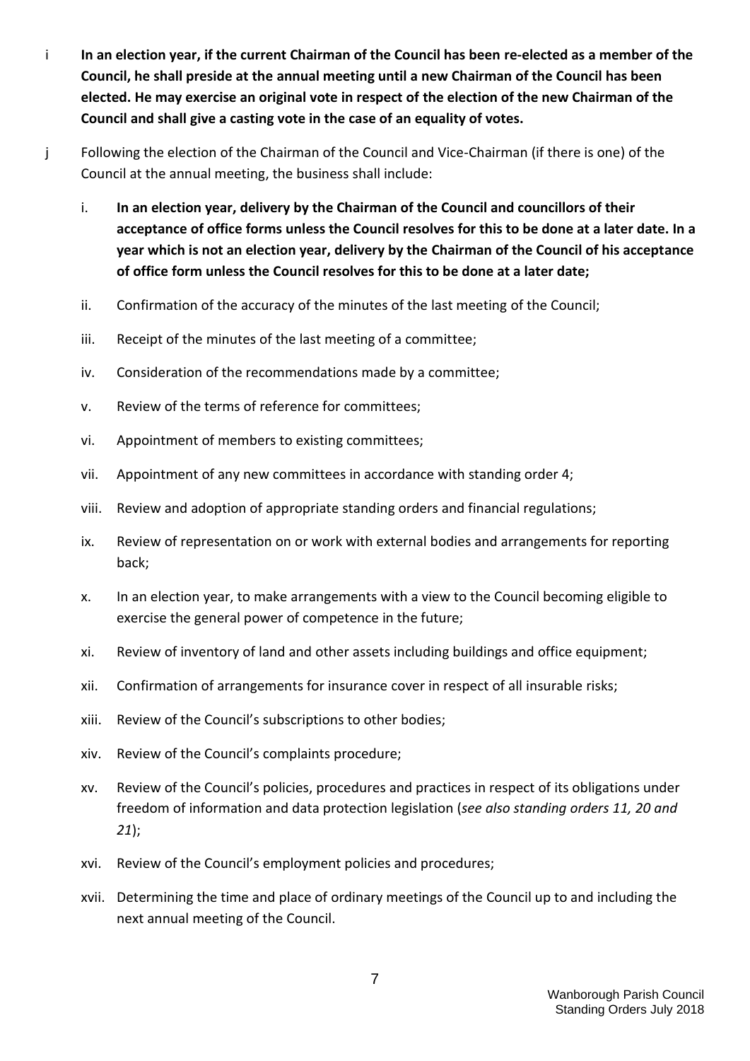i **In an election year, if the current Chairman of the Council has been re-elected as a member of the Council, he shall preside at the annual meeting until a new Chairman of the Council has been elected. He may exercise an original vote in respect of the election of the new Chairman of the Council and shall give a casting vote in the case of an equality of votes.**

j Following the election of the Chairman of the Council and Vice-Chairman (if there is one) of the Council at the annual meeting, the business shall include:

i. **In an election year, delivery by the Chairman of the Council and councillors of their acceptance of office forms unless the Council resolves for this to be done at a later date. In a year which is not an election year, delivery by the Chairman of the Council of his acceptance of office form unless the Council resolves for this to be done at a later date;**

ii. Confirmation of the accuracy of the minutes of the last meeting of the Council;

iii. Receipt of the minutes of the last meeting of a committee;

iv. Consideration of the recommendations made by a committee;

v. Review of the terms of reference for committees;

vi. Appointment of members to existing committees;

vii. Appointment of any new committees in accordance with standing order 4;

viii. Review and adoption of appropriate standing orders and financial regulations;

ix. Review of representation on or work with external bodies and arrangements for reporting back;

x. In an election year, to make arrangements with a view to the Council becoming eligible to exercise the general power of competence in the future;

xi. Review of inventory of land and other assets including buildings and office equipment;

xii. Confirmation of arrangements for insurance cover in respect of all insurable risks;

xiii. Review of the Council's subscriptions to other bodies;

xiv. Review of the Council's complaints procedure;

xv. Review of the Council's policies, procedures and practices in respect of its obligations under freedom of information and data protection legislation (*see also standing orders 11, 20 and 21*);

xvi. Review of the Council's employment policies and procedures;

xvii. Determining the time and place of ordinary meetings of the Council up to and including the next annual meeting of the Council.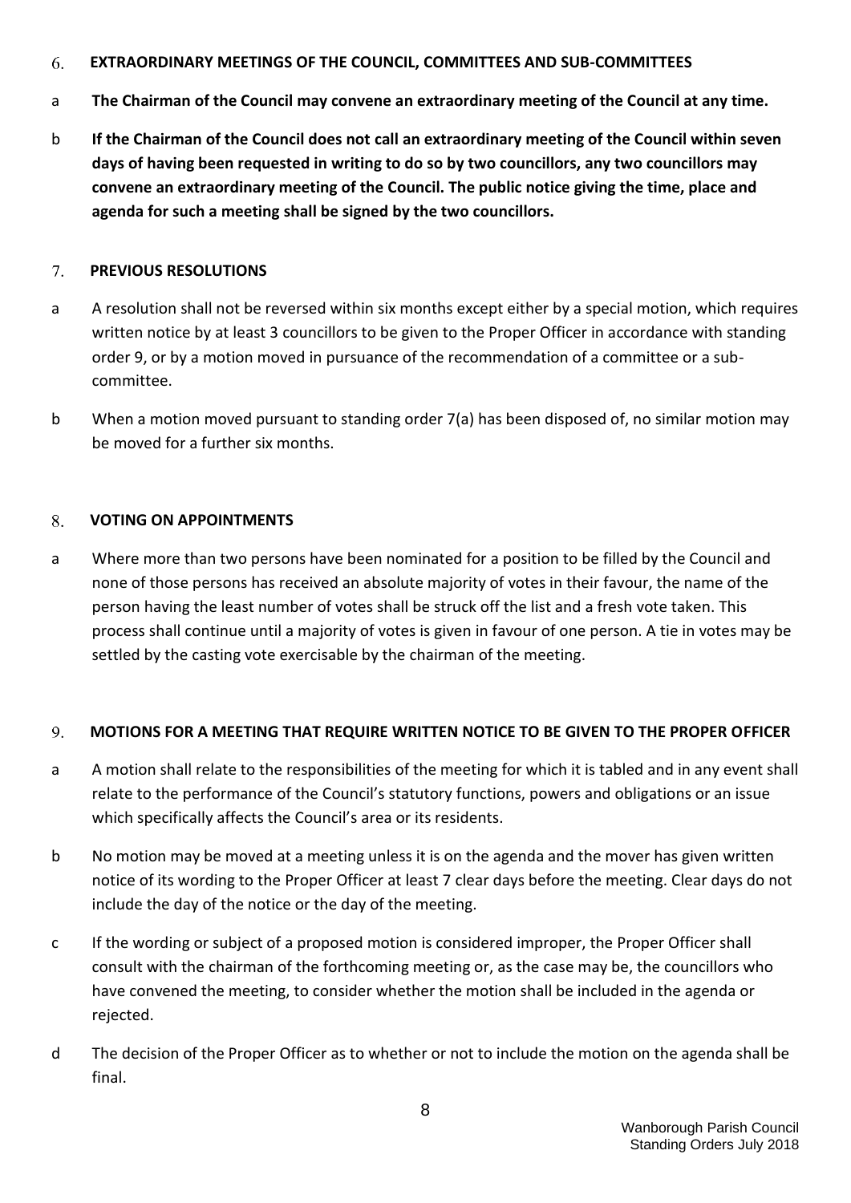## 6. EXTRAORDINARY MEETINGS OF THE COUNCIL, COMMITTEES AND SUB-COMMITTEES

a **The Chairman of the Council may convene an extraordinary meeting of the Council at any time.**

b **If the Chairman of the Council does not call an extraordinary meeting of the Council within seven days of having been requested in writing to do so by two councillors, any two councillors may convene an extraordinary meeting of the Council. The public notice giving the time, place and agenda for such a meeting shall be signed by the two councillors.**

## 7. PREVIOUS RESOLUTIONS

a A resolution shall not be reversed within six months except either by a special motion, which requires written notice by at least 3 councillors to be given to the Proper Officer in accordance with standing order 9, or by a motion moved in pursuance of the recommendation of a committee or a sub-committee.

b When a motion moved pursuant to standing order 7(a) has been disposed of, no similar motion may be moved for a further six months.

## 8. VOTING ON APPOINTMENTS

a Where more than two persons have been nominated for a position to be filled by the Council and none of those persons has received an absolute majority of votes in their favour, the name of the person having the least number of votes shall be struck off the list and a fresh vote taken. This process shall continue until a majority of votes is given in favour of one person. A tie in votes may be settled by the casting vote exercisable by the chairman of the meeting.

## 9. MOTIONS FOR A MEETING THAT REQUIRE WRITTEN NOTICE TO BE GIVEN TO THE PROPER OFFICER

a A motion shall relate to the responsibilities of the meeting for which it is tabled and in any event shall relate to the performance of the Council's statutory functions, powers and obligations or an issue which specifically affects the Council's area or its residents.

b No motion may be moved at a meeting unless it is on the agenda and the mover has given written notice of its wording to the Proper Officer at least 7 clear days before the meeting. Clear days do not include the day of the notice or the day of the meeting.

c If the wording or subject of a proposed motion is considered improper, the Proper Officer shall consult with the chairman of the forthcoming meeting or, as the case may be, the councillors who have convened the meeting, to consider whether the motion shall be included in the agenda or rejected.

d The decision of the Proper Officer as to whether or not to include the motion on the agenda shall be final.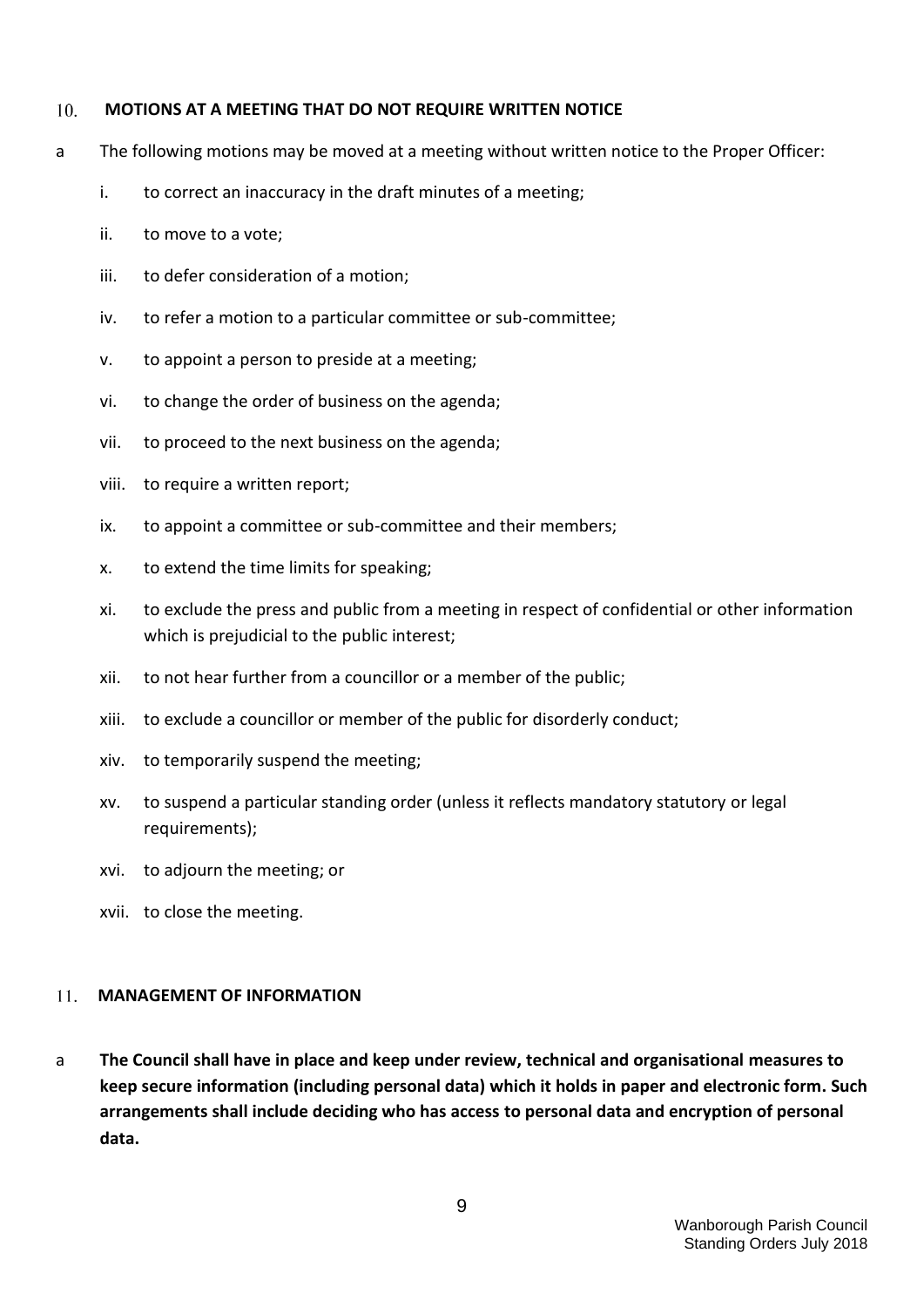## 10. MOTIONS AT A MEETING THAT DO NOT REQUIRE WRITTEN NOTICE

a The following motions may be moved at a meeting without written notice to the Proper Officer:

- i. to correct an inaccuracy in the draft minutes of a meeting;
- ii. to move to a vote;
- iii. to defer consideration of a motion;
- iv. to refer a motion to a particular committee or sub-committee;
- v. to appoint a person to preside at a meeting;
- vi. to change the order of business on the agenda;
- vii. to proceed to the next business on the agenda;
- viii. to require a written report;
- ix. to appoint a committee or sub-committee and their members;
- x. to extend the time limits for speaking;
- xi. to exclude the press and public from a meeting in respect of confidential or other information which is prejudicial to the public interest;
- xii. to not hear further from a councillor or a member of the public;
- xiii. to exclude a councillor or member of the public for disorderly conduct;
- xiv. to temporarily suspend the meeting;
- xv. to suspend a particular standing order (unless it reflects mandatory statutory or legal requirements);
- xvi. to adjourn the meeting; or
- xvii. to close the meeting.

## 11. MANAGEMENT OF INFORMATION

a **The Council shall have in place and keep under review, technical and organisational measures to keep secure information (including personal data) which it holds in paper and electronic form. Such arrangements shall include deciding who has access to personal data and encryption of personal data.**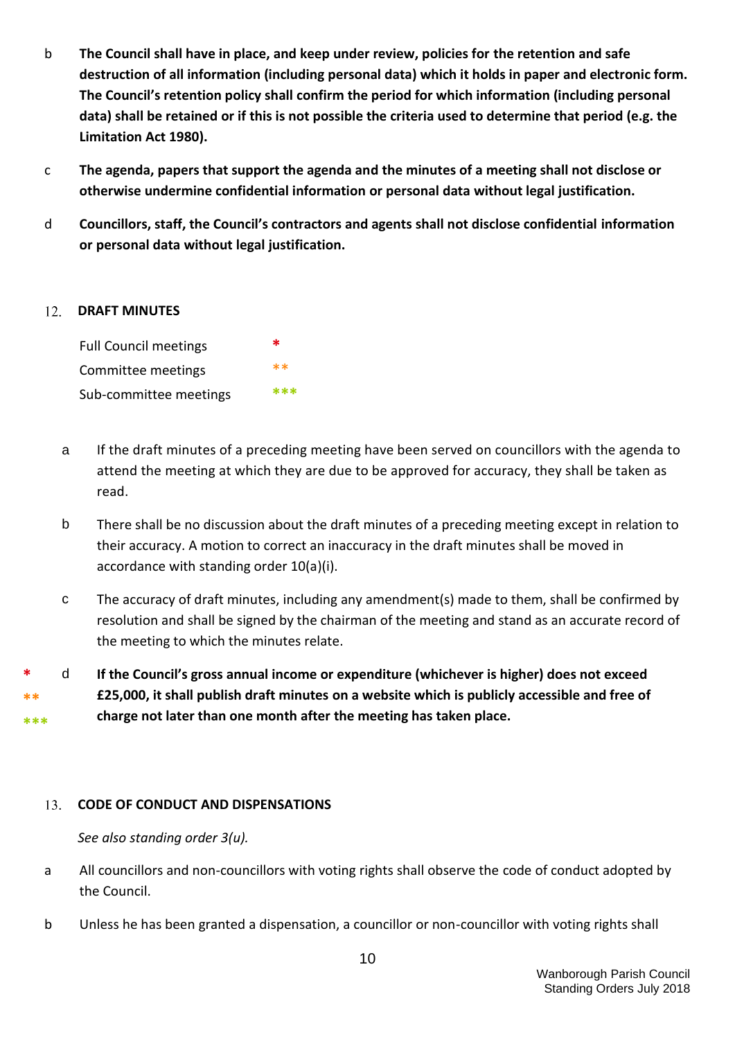b **The Council shall have in place, and keep under review, policies for the retention and safe destruction of all information (including personal data) which it holds in paper and electronic form. The Council's retention policy shall confirm the period for which information (including personal data) shall be retained or if this is not possible the criteria used to determine that period (e.g. the Limitation Act 1980).**

c **The agenda, papers that support the agenda and the minutes of a meeting shall not disclose or otherwise undermine confidential information or personal data without legal justification.**

d **Councillors, staff, the Council's contractors and agents shall not disclose confidential information or personal data without legal justification.**

## 12. DRAFT MINUTES

| | |
|---|---|
| Full Council meetings | * |
| Committee meetings | ** |
| Sub-committee meetings | *** |

a If the draft minutes of a preceding meeting have been served on councillors with the agenda to attend the meeting at which they are due to be approved for accuracy, they shall be taken as read.

b There shall be no discussion about the draft minutes of a preceding meeting except in relation to their accuracy. A motion to correct an inaccuracy in the draft minutes shall be moved in accordance with standing order 10(a)(i).

c The accuracy of draft minutes, including any amendment(s) made to them, shall be confirmed by resolution and shall be signed by the chairman of the meeting and stand as an accurate record of the meeting to which the minutes relate.

\* \*\* \*\*\* d **If the Council's gross annual income or expenditure (whichever is higher) does not exceed £25,000, it shall publish draft minutes on a website which is publicly accessible and free of charge not later than one month after the meeting has taken place.**

## 13. CODE OF CONDUCT AND DISPENSATIONS

*See also standing order 3(u).*

a All councillors and non-councillors with voting rights shall observe the code of conduct adopted by the Council.

b Unless he has been granted a dispensation, a councillor or non-councillor with voting rights shall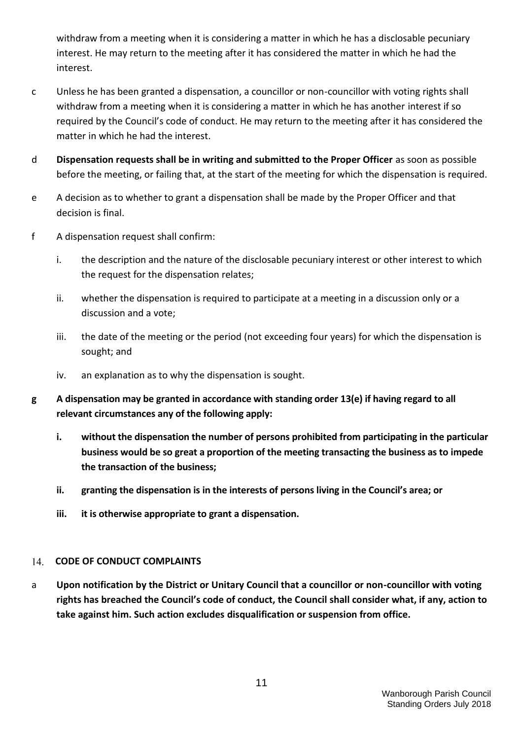withdraw from a meeting when it is considering a matter in which he has a disclosable pecuniary interest. He may return to the meeting after it has considered the matter in which he had the interest.

c Unless he has been granted a dispensation, a councillor or non-councillor with voting rights shall withdraw from a meeting when it is considering a matter in which he has another interest if so required by the Council's code of conduct. He may return to the meeting after it has considered the matter in which he had the interest.

d **Dispensation requests shall be in writing and submitted to the Proper Officer** as soon as possible before the meeting, or failing that, at the start of the meeting for which the dispensation is required.

e A decision as to whether to grant a dispensation shall be made by the Proper Officer and that decision is final.

f A dispensation request shall confirm:

i. the description and the nature of the disclosable pecuniary interest or other interest to which the request for the dispensation relates;

ii. whether the dispensation is required to participate at a meeting in a discussion only or a discussion and a vote;

iii. the date of the meeting or the period (not exceeding four years) for which the dispensation is sought; and

iv. an explanation as to why the dispensation is sought.

**g A dispensation may be granted in accordance with standing order 13(e) if having regard to all relevant circumstances any of the following apply:**

**i. without the dispensation the number of persons prohibited from participating in the particular business would be so great a proportion of the meeting transacting the business as to impede the transaction of the business;**

**ii. granting the dispensation is in the interests of persons living in the Council's area; or**

**iii. it is otherwise appropriate to grant a dispensation.**

## 14. CODE OF CONDUCT COMPLAINTS

a **Upon notification by the District or Unitary Council that a councillor or non-councillor with voting rights has breached the Council's code of conduct, the Council shall consider what, if any, action to take against him. Such action excludes disqualification or suspension from office.**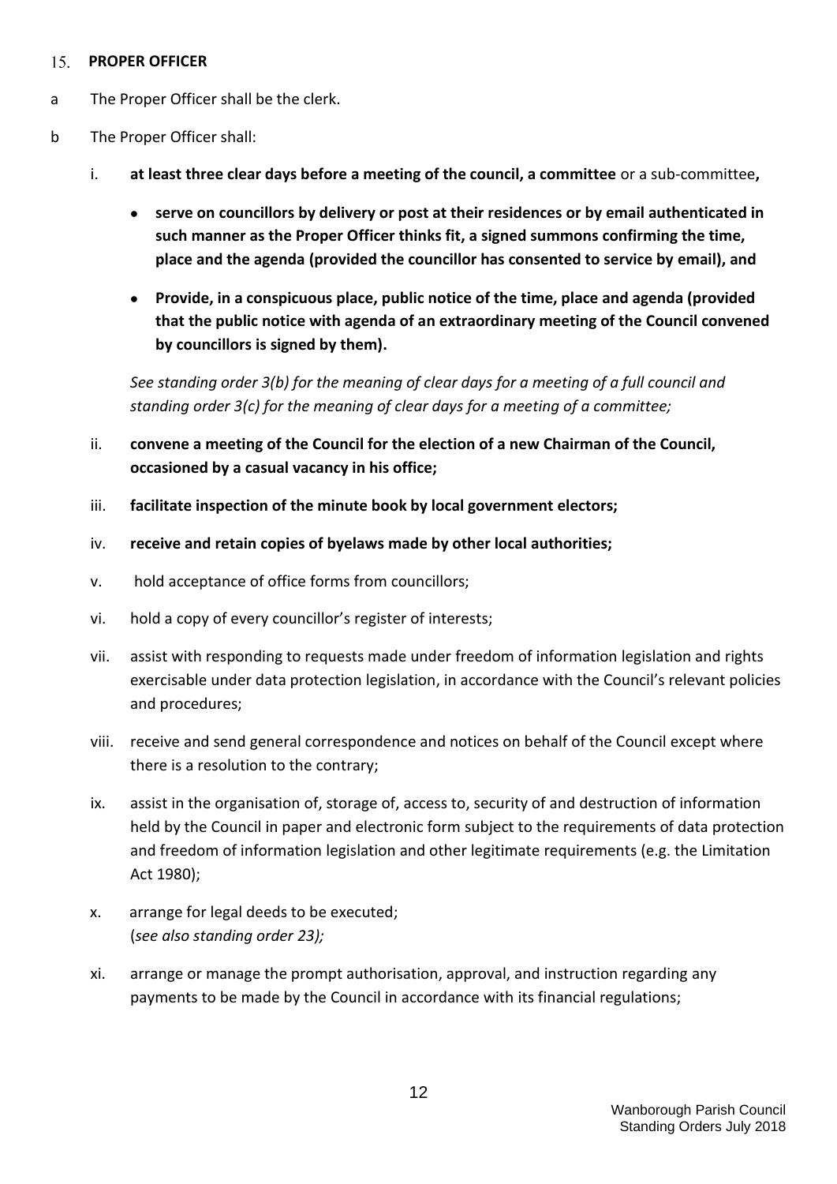## 15. PROPER OFFICER

a The Proper Officer shall be the clerk.

b The Proper Officer shall:

i. **at least three clear days before a meeting of the council, a committee** or a sub-committee**,**

- **serve on councillors by delivery or post at their residences or by email authenticated in such manner as the Proper Officer thinks fit, a signed summons confirming the time, place and the agenda (provided the councillor has consented to service by email), and**
- **Provide, in a conspicuous place, public notice of the time, place and agenda (provided that the public notice with agenda of an extraordinary meeting of the Council convened by councillors is signed by them).**

*See standing order 3(b) for the meaning of clear days for a meeting of a full council and standing order 3(c) for the meaning of clear days for a meeting of a committee;*

ii. **convene a meeting of the Council for the election of a new Chairman of the Council, occasioned by a casual vacancy in his office;**

iii. **facilitate inspection of the minute book by local government electors;**

iv. **receive and retain copies of byelaws made by other local authorities;**

v. hold acceptance of office forms from councillors;

vi. hold a copy of every councillor's register of interests;

vii. assist with responding to requests made under freedom of information legislation and rights exercisable under data protection legislation, in accordance with the Council's relevant policies and procedures;

viii. receive and send general correspondence and notices on behalf of the Council except where there is a resolution to the contrary;

ix. assist in the organisation of, storage of, access to, security of and destruction of information held by the Council in paper and electronic form subject to the requirements of data protection and freedom of information legislation and other legitimate requirements (e.g. the Limitation Act 1980);

x. arrange for legal deeds to be executed;
(*see also standing order 23);*

xi. arrange or manage the prompt authorisation, approval, and instruction regarding any payments to be made by the Council in accordance with its financial regulations;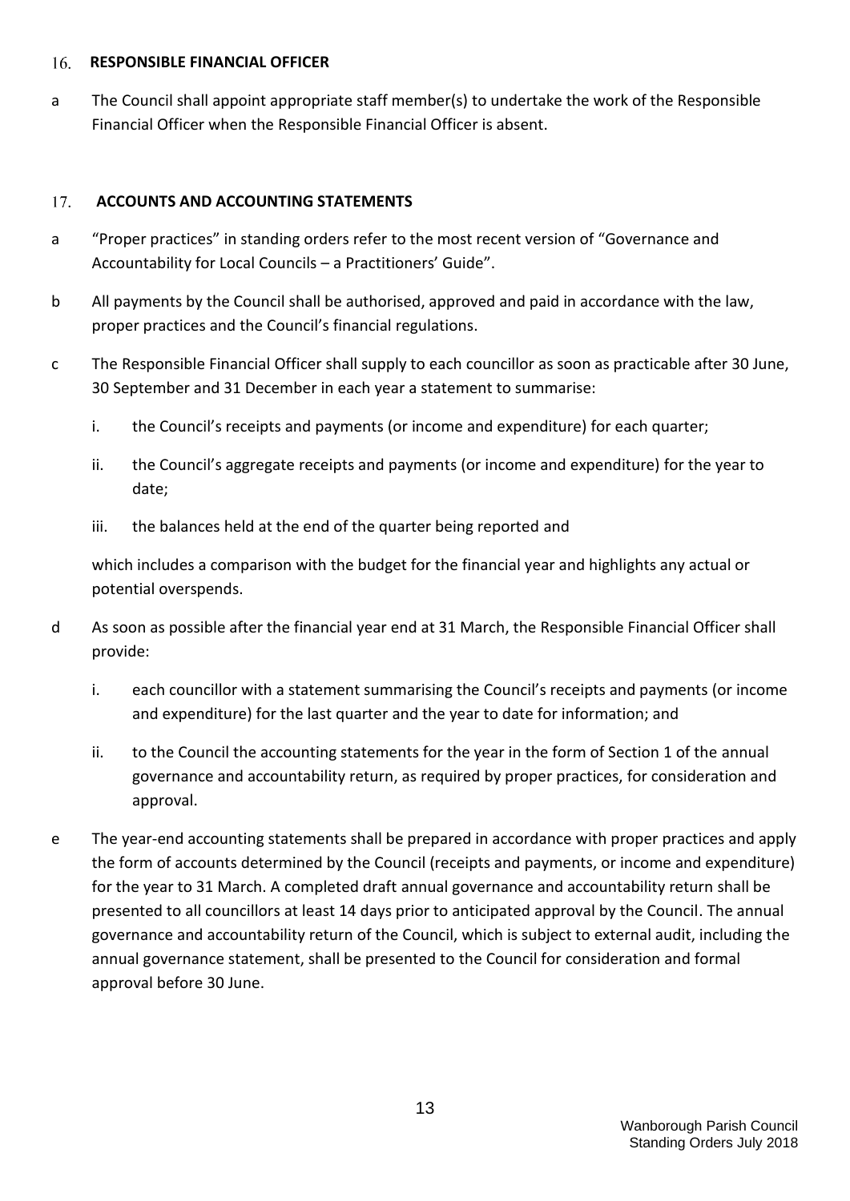## 16. RESPONSIBLE FINANCIAL OFFICER

a The Council shall appoint appropriate staff member(s) to undertake the work of the Responsible Financial Officer when the Responsible Financial Officer is absent.

## 17. ACCOUNTS AND ACCOUNTING STATEMENTS

a "Proper practices" in standing orders refer to the most recent version of "Governance and Accountability for Local Councils – a Practitioners' Guide".

b All payments by the Council shall be authorised, approved and paid in accordance with the law, proper practices and the Council's financial regulations.

c The Responsible Financial Officer shall supply to each councillor as soon as practicable after 30 June, 30 September and 31 December in each year a statement to summarise:

   i. the Council's receipts and payments (or income and expenditure) for each quarter;

   ii. the Council's aggregate receipts and payments (or income and expenditure) for the year to date;

   iii. the balances held at the end of the quarter being reported and

   which includes a comparison with the budget for the financial year and highlights any actual or potential overspends.

d As soon as possible after the financial year end at 31 March, the Responsible Financial Officer shall provide:

   i. each councillor with a statement summarising the Council's receipts and payments (or income and expenditure) for the last quarter and the year to date for information; and

   ii. to the Council the accounting statements for the year in the form of Section 1 of the annual governance and accountability return, as required by proper practices, for consideration and approval.

e The year-end accounting statements shall be prepared in accordance with proper practices and apply the form of accounts determined by the Council (receipts and payments, or income and expenditure) for the year to 31 March. A completed draft annual governance and accountability return shall be presented to all councillors at least 14 days prior to anticipated approval by the Council. The annual governance and accountability return of the Council, which is subject to external audit, including the annual governance statement, shall be presented to the Council for consideration and formal approval before 30 June.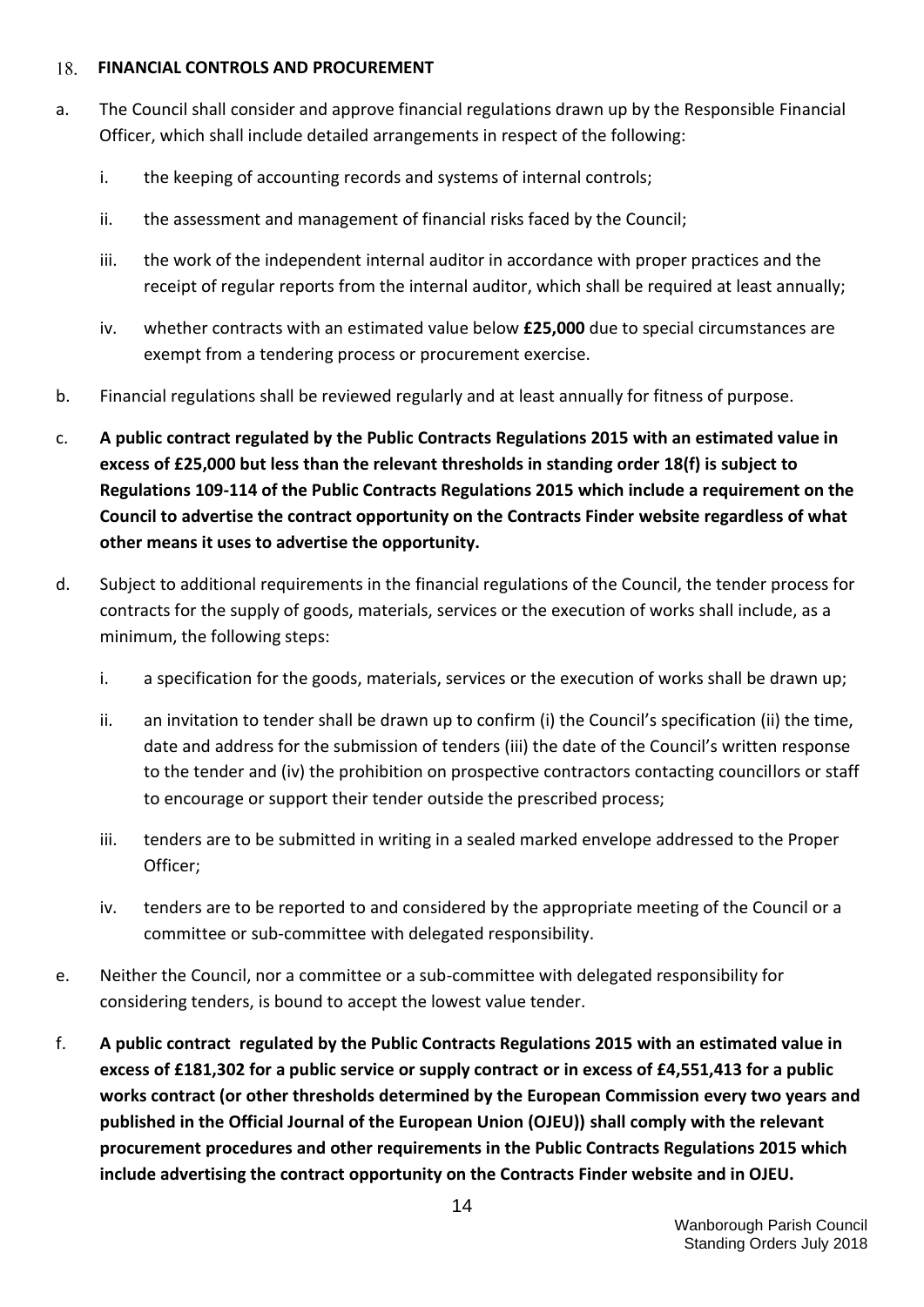## 18. FINANCIAL CONTROLS AND PROCUREMENT

a. The Council shall consider and approve financial regulations drawn up by the Responsible Financial Officer, which shall include detailed arrangements in respect of the following:

   i. the keeping of accounting records and systems of internal controls;

   ii. the assessment and management of financial risks faced by the Council;

   iii. the work of the independent internal auditor in accordance with proper practices and the receipt of regular reports from the internal auditor, which shall be required at least annually;

   iv. whether contracts with an estimated value below **£25,000** due to special circumstances are exempt from a tendering process or procurement exercise.

b. Financial regulations shall be reviewed regularly and at least annually for fitness of purpose.

c. **A public contract regulated by the Public Contracts Regulations 2015 with an estimated value in excess of £25,000 but less than the relevant thresholds in standing order 18(f) is subject to Regulations 109-114 of the Public Contracts Regulations 2015 which include a requirement on the Council to advertise the contract opportunity on the Contracts Finder website regardless of what other means it uses to advertise the opportunity.**

d. Subject to additional requirements in the financial regulations of the Council, the tender process for contracts for the supply of goods, materials, services or the execution of works shall include, as a minimum, the following steps:

   i. a specification for the goods, materials, services or the execution of works shall be drawn up;

   ii. an invitation to tender shall be drawn up to confirm (i) the Council's specification (ii) the time, date and address for the submission of tenders (iii) the date of the Council's written response to the tender and (iv) the prohibition on prospective contractors contacting councillors or staff to encourage or support their tender outside the prescribed process;

   iii. tenders are to be submitted in writing in a sealed marked envelope addressed to the Proper Officer;

   iv. tenders are to be reported to and considered by the appropriate meeting of the Council or a committee or sub-committee with delegated responsibility.

e. Neither the Council, nor a committee or a sub-committee with delegated responsibility for considering tenders, is bound to accept the lowest value tender.

f. **A public contract regulated by the Public Contracts Regulations 2015 with an estimated value in excess of £181,302 for a public service or supply contract or in excess of £4,551,413 for a public works contract (or other thresholds determined by the European Commission every two years and published in the Official Journal of the European Union (OJEU)) shall comply with the relevant procurement procedures and other requirements in the Public Contracts Regulations 2015 which include advertising the contract opportunity on the Contracts Finder website and in OJEU.**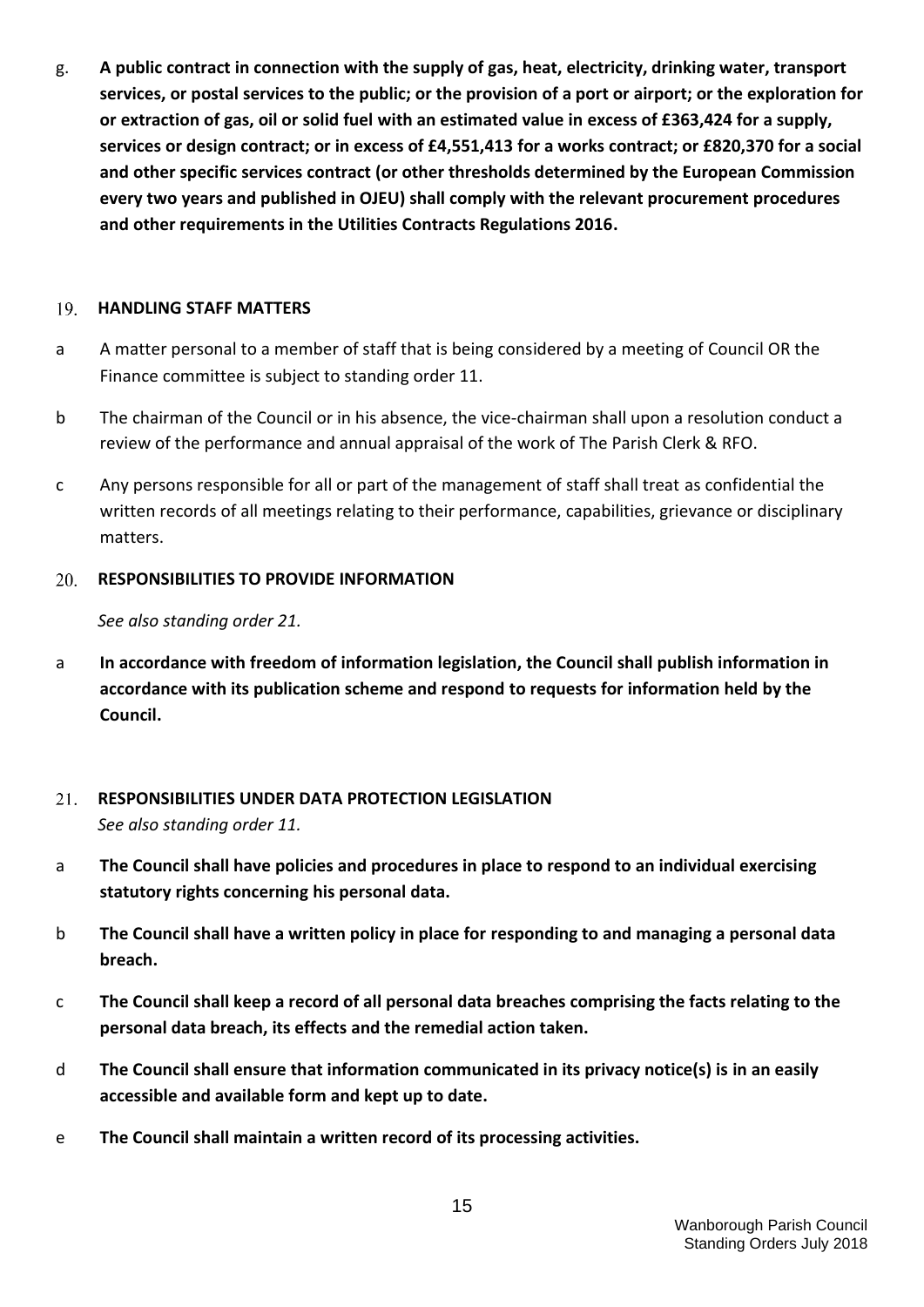g. **A public contract in connection with the supply of gas, heat, electricity, drinking water, transport services, or postal services to the public; or the provision of a port or airport; or the exploration for or extraction of gas, oil or solid fuel with an estimated value in excess of £363,424 for a supply, services or design contract; or in excess of £4,551,413 for a works contract; or £820,370 for a social and other specific services contract (or other thresholds determined by the European Commission every two years and published in OJEU) shall comply with the relevant procurement procedures and other requirements in the Utilities Contracts Regulations 2016.**

## 19. HANDLING STAFF MATTERS

a A matter personal to a member of staff that is being considered by a meeting of Council OR the Finance committee is subject to standing order 11.

b The chairman of the Council or in his absence, the vice-chairman shall upon a resolution conduct a review of the performance and annual appraisal of the work of The Parish Clerk & RFO.

c Any persons responsible for all or part of the management of staff shall treat as confidential the written records of all meetings relating to their performance, capabilities, grievance or disciplinary matters.

## 20. RESPONSIBILITIES TO PROVIDE INFORMATION

*See also standing order 21.*

a **In accordance with freedom of information legislation, the Council shall publish information in accordance with its publication scheme and respond to requests for information held by the Council.**

## 21. RESPONSIBILITIES UNDER DATA PROTECTION LEGISLATION

*See also standing order 11.*

a **The Council shall have policies and procedures in place to respond to an individual exercising statutory rights concerning his personal data.**

b **The Council shall have a written policy in place for responding to and managing a personal data breach.**

c **The Council shall keep a record of all personal data breaches comprising the facts relating to the personal data breach, its effects and the remedial action taken.**

d **The Council shall ensure that information communicated in its privacy notice(s) is in an easily accessible and available form and kept up to date.**

e **The Council shall maintain a written record of its processing activities.**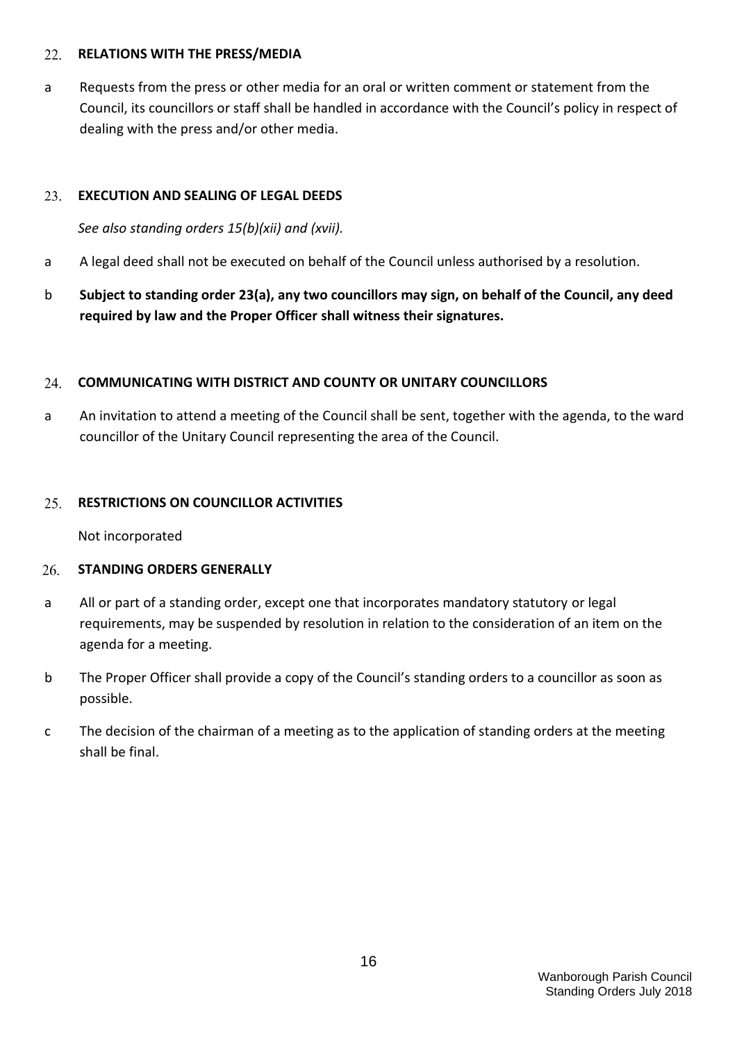## 22. RELATIONS WITH THE PRESS/MEDIA

a Requests from the press or other media for an oral or written comment or statement from the Council, its councillors or staff shall be handled in accordance with the Council's policy in respect of dealing with the press and/or other media.

## 23. EXECUTION AND SEALING OF LEGAL DEEDS

*See also standing orders 15(b)(xii) and (xvii).*

a A legal deed shall not be executed on behalf of the Council unless authorised by a resolution.

b **Subject to standing order 23(a), any two councillors may sign, on behalf of the Council, any deed required by law and the Proper Officer shall witness their signatures.**

## 24. COMMUNICATING WITH DISTRICT AND COUNTY OR UNITARY COUNCILLORS

a An invitation to attend a meeting of the Council shall be sent, together with the agenda, to the ward councillor of the Unitary Council representing the area of the Council.

## 25. RESTRICTIONS ON COUNCILLOR ACTIVITIES

Not incorporated

## 26. STANDING ORDERS GENERALLY

a All or part of a standing order, except one that incorporates mandatory statutory or legal requirements, may be suspended by resolution in relation to the consideration of an item on the agenda for a meeting.

b The Proper Officer shall provide a copy of the Council's standing orders to a councillor as soon as possible.

c The decision of the chairman of a meeting as to the application of standing orders at the meeting shall be final.